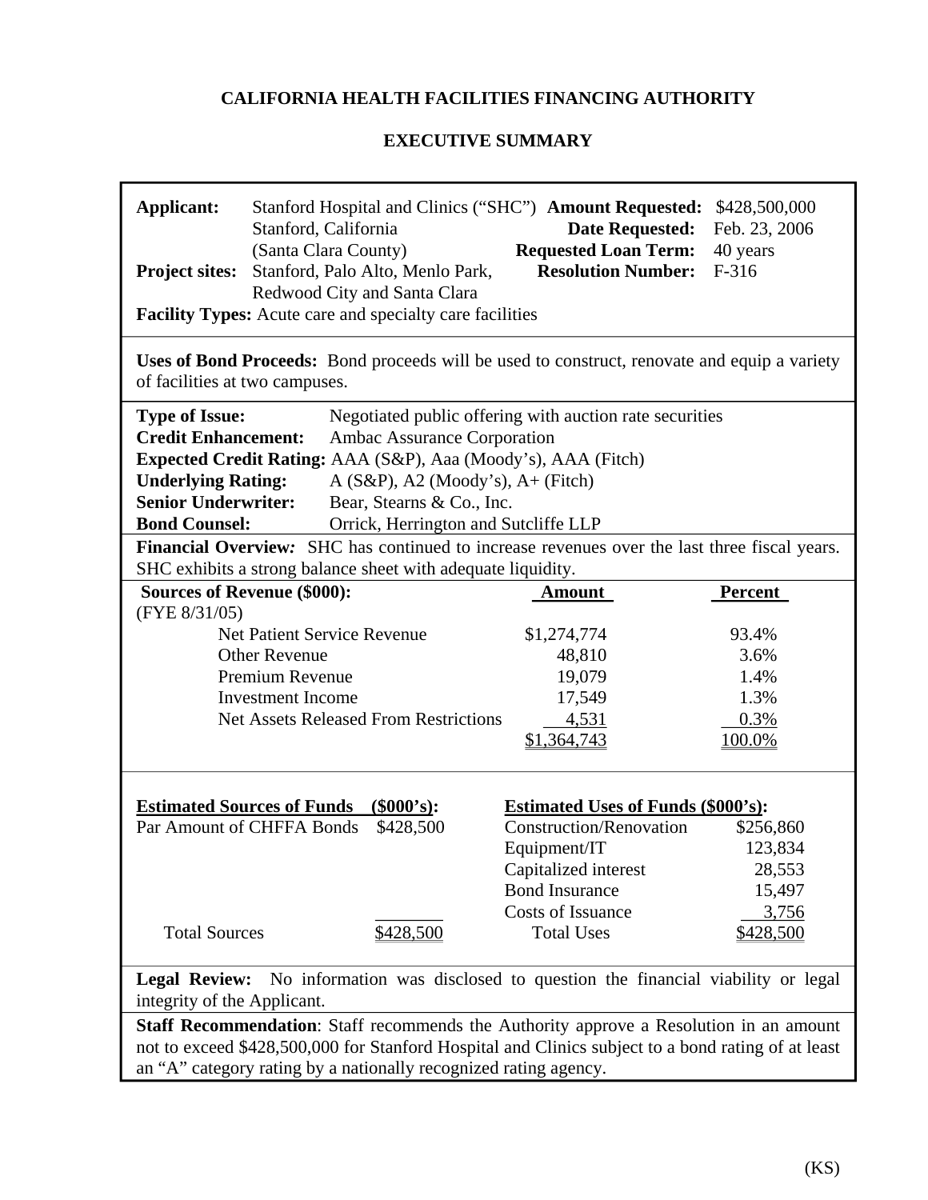# CALIFORNIA HEALTH FACILITIES FINANCING AUTHORITY

## EXECUTIVE SUMMARY

**Applicant:** Stanford Hospital and Clinics ("SHC")
Stanford, California
(Santa Clara County)

**Project sites:** Stanford, Palo Alto, Menlo Park, Redwood City and Santa Clara

**Facility Types:** Acute care and specialty care facilities

**Amount Requested:** $428,500,000
**Date Requested:** Feb. 23, 2006
**Requested Loan Term:** 40 years
**Resolution Number:** F-316

**Uses of Bond Proceeds:** Bond proceeds will be used to construct, renovate and equip a variety of facilities at two campuses.

**Type of Issue:** Negotiated public offering with auction rate securities
**Credit Enhancement:** Ambac Assurance Corporation
**Expected Credit Rating:** AAA (S&P), Aaa (Moody's), AAA (Fitch)
**Underlying Rating:** A (S&P), A2 (Moody's), A+ (Fitch)
**Senior Underwriter:** Bear, Stearns & Co., Inc.
**Bond Counsel:** Orrick, Herrington and Sutcliffe LLP

**Financial Overview:** SHC has continued to increase revenues over the last three fiscal years. SHC exhibits a strong balance sheet with adequate liquidity.

| **Sources of Revenue ($000):** (FYE 8/31/05) | **Amount** | **Percent** |
|---|---|---|
| Net Patient Service Revenue | $1,274,774 | 93.4% |
| Other Revenue | 48,810 | 3.6% |
| Premium Revenue | 19,079 | 1.4% |
| Investment Income | 17,549 | 1.3% |
| Net Assets Released From Restrictions | 4,531 | 0.3% |
| | $1,364,743 | 100.0% |

| **Estimated Sources of Funds ($000's):** | |
|---|---|
| Par Amount of CHFFA Bonds | $428,500 |
| Total Sources | $428,500 |

| **Estimated Uses of Funds ($000's):** | |
|---|---|
| Construction/Renovation | $256,860 |
| Equipment/IT | 123,834 |
| Capitalized interest | 28,553 |
| Bond Insurance | 15,497 |
| Costs of Issuance | 3,756 |
| Total Uses | $428,500 |

**Legal Review:** No information was disclosed to question the financial viability or legal integrity of the Applicant.

**Staff Recommendation**: Staff recommends the Authority approve a Resolution in an amount not to exceed $428,500,000 for Stanford Hospital and Clinics subject to a bond rating of at least an "A" category rating by a nationally recognized rating agency.

(KS)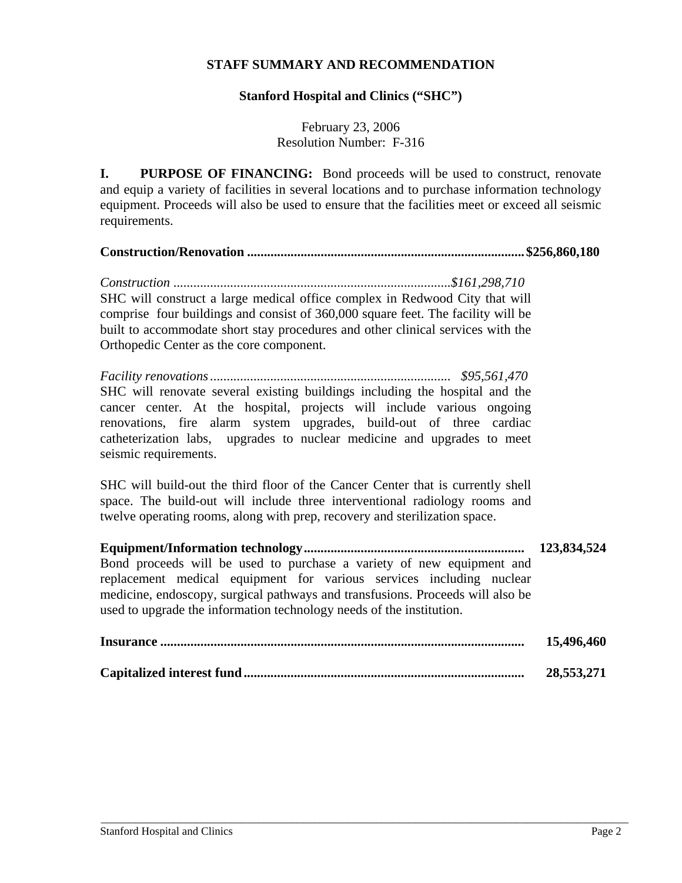**STAFF SUMMARY AND RECOMMENDATION**

**Stanford Hospital and Clinics ("SHC")**

February 23, 2006
Resolution Number: F-316

**I. PURPOSE OF FINANCING:** Bond proceeds will be used to construct, renovate and equip a variety of facilities in several locations and to purchase information technology equipment. Proceeds will also be used to ensure that the facilities meet or exceed all seismic requirements.

**Construction/Renovation ................................................................................. $256,860,180**

*Construction ................................................................................$161,298,710*
SHC will construct a large medical office complex in Redwood City that will comprise four buildings and consist of 360,000 square feet. The facility will be built to accommodate short stay procedures and other clinical services with the Orthopedic Center as the core component.

*Facility renovations....................................................................... $95,561,470*
SHC will renovate several existing buildings including the hospital and the cancer center. At the hospital, projects will include various ongoing renovations, fire alarm system upgrades, build-out of three cardiac catheterization labs, upgrades to nuclear medicine and upgrades to meet seismic requirements.

SHC will build-out the third floor of the Cancer Center that is currently shell space. The build-out will include three interventional radiology rooms and twelve operating rooms, along with prep, recovery and sterilization space.

**Equipment/Information technology................................................................ 123,834,524**
Bond proceeds will be used to purchase a variety of new equipment and replacement medical equipment for various services including nuclear medicine, endoscopy, surgical pathways and transfusions. Proceeds will also be used to upgrade the information technology needs of the institution.

**Insurance .......................................................................................................... 15,496,460**

**Capitalized interest fund.................................................................................. 28,553,271**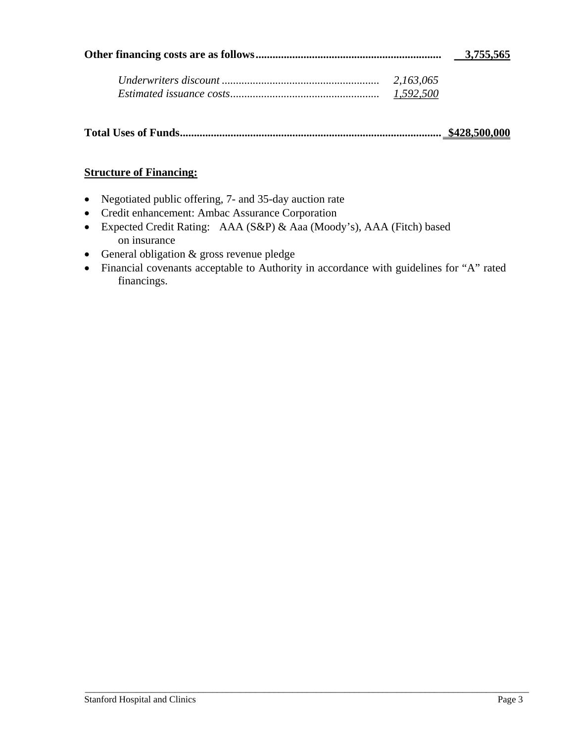| | | |
|---|---|---|
| **Other financing costs are as follows** | | **3,755,565** |
| *Underwriters discount* | *2,163,065* | |
| *Estimated issuance costs* | *1,592,500* | |
| **Total Uses of Funds** | | **$428,500,000** |

**Structure of Financing:**

- Negotiated public offering, 7- and 35-day auction rate
- Credit enhancement: Ambac Assurance Corporation
- Expected Credit Rating: AAA (S&P) & Aaa (Moody's), AAA (Fitch) based on insurance
- General obligation & gross revenue pledge
- Financial covenants acceptable to Authority in accordance with guidelines for "A" rated financings.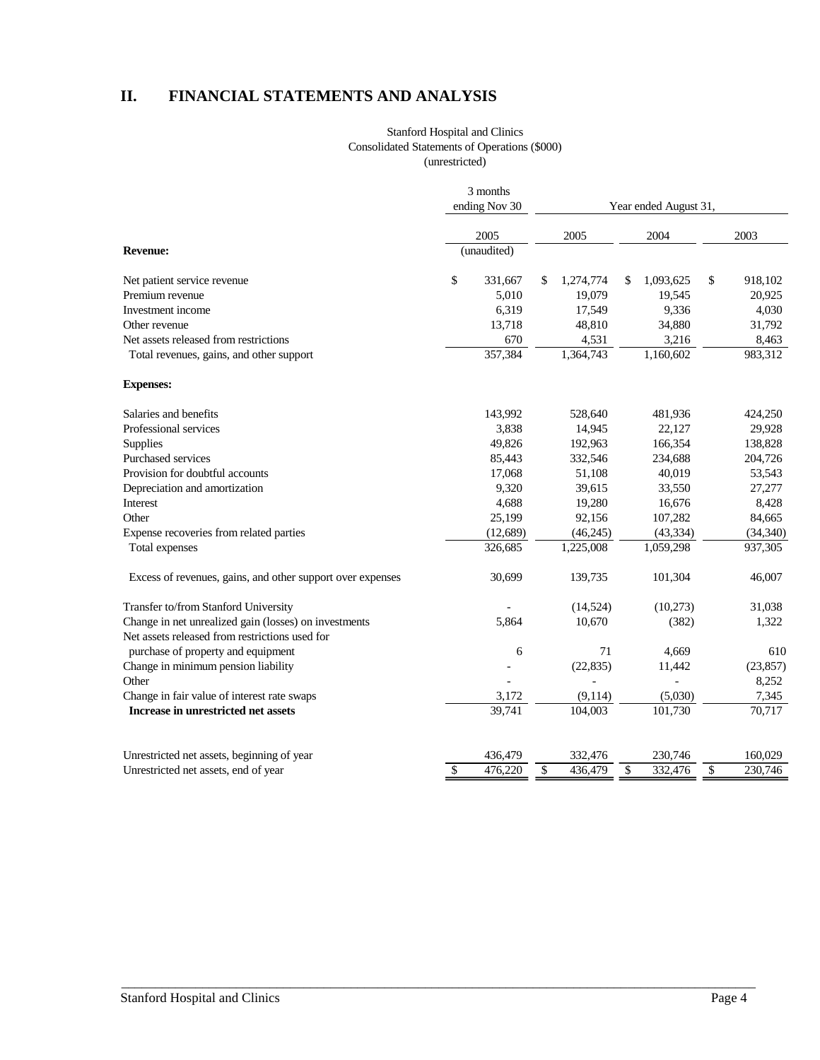## II. FINANCIAL STATEMENTS AND ANALYSIS

Stanford Hospital and Clinics
Consolidated Statements of Operations ($000)
(unrestricted)

| | 3 months ending Nov 30 | Year ended August 31, | | |
|---|---|---|---|---|
| | 2005 (unaudited) | 2005 | 2004 | 2003 |
| **Revenue:** | | | | |
| Net patient service revenue | $ 331,667 | $ 1,274,774 | $ 1,093,625 | $ 918,102 |
| Premium revenue | 5,010 | 19,079 | 19,545 | 20,925 |
| Investment income | 6,319 | 17,549 | 9,336 | 4,030 |
| Other revenue | 13,718 | 48,810 | 34,880 | 31,792 |
| Net assets released from restrictions | 670 | 4,531 | 3,216 | 8,463 |
| Total revenues, gains, and other support | 357,384 | 1,364,743 | 1,160,602 | 983,312 |
| **Expenses:** | | | | |
| Salaries and benefits | 143,992 | 528,640 | 481,936 | 424,250 |
| Professional services | 3,838 | 14,945 | 22,127 | 29,928 |
| Supplies | 49,826 | 192,963 | 166,354 | 138,828 |
| Purchased services | 85,443 | 332,546 | 234,688 | 204,726 |
| Provision for doubtful accounts | 17,068 | 51,108 | 40,019 | 53,543 |
| Depreciation and amortization | 9,320 | 39,615 | 33,550 | 27,277 |
| Interest | 4,688 | 19,280 | 16,676 | 8,428 |
| Other | 25,199 | 92,156 | 107,282 | 84,665 |
| Expense recoveries from related parties | (12,689) | (46,245) | (43,334) | (34,340) |
| Total expenses | 326,685 | 1,225,008 | 1,059,298 | 937,305 |
| Excess of revenues, gains, and other support over expenses | 30,699 | 139,735 | 101,304 | 46,007 |
| Transfer to/from Stanford University | - | (14,524) | (10,273) | 31,038 |
| Change in net unrealized gain (losses) on investments | 5,864 | 10,670 | (382) | 1,322 |
| Net assets released from restrictions used for purchase of property and equipment | 6 | 71 | 4,669 | 610 |
| Change in minimum pension liability | - | (22,835) | 11,442 | (23,857) |
| Other | - | - | - | 8,252 |
| Change in fair value of interest rate swaps | 3,172 | (9,114) | (5,030) | 7,345 |
| **Increase in unrestricted net assets** | 39,741 | 104,003 | 101,730 | 70,717 |
| Unrestricted net assets, beginning of year | 436,479 | 332,476 | 230,746 | 160,029 |
| Unrestricted net assets, end of year | $ 476,220 | $ 436,479 | $ 332,476 | $ 230,746 |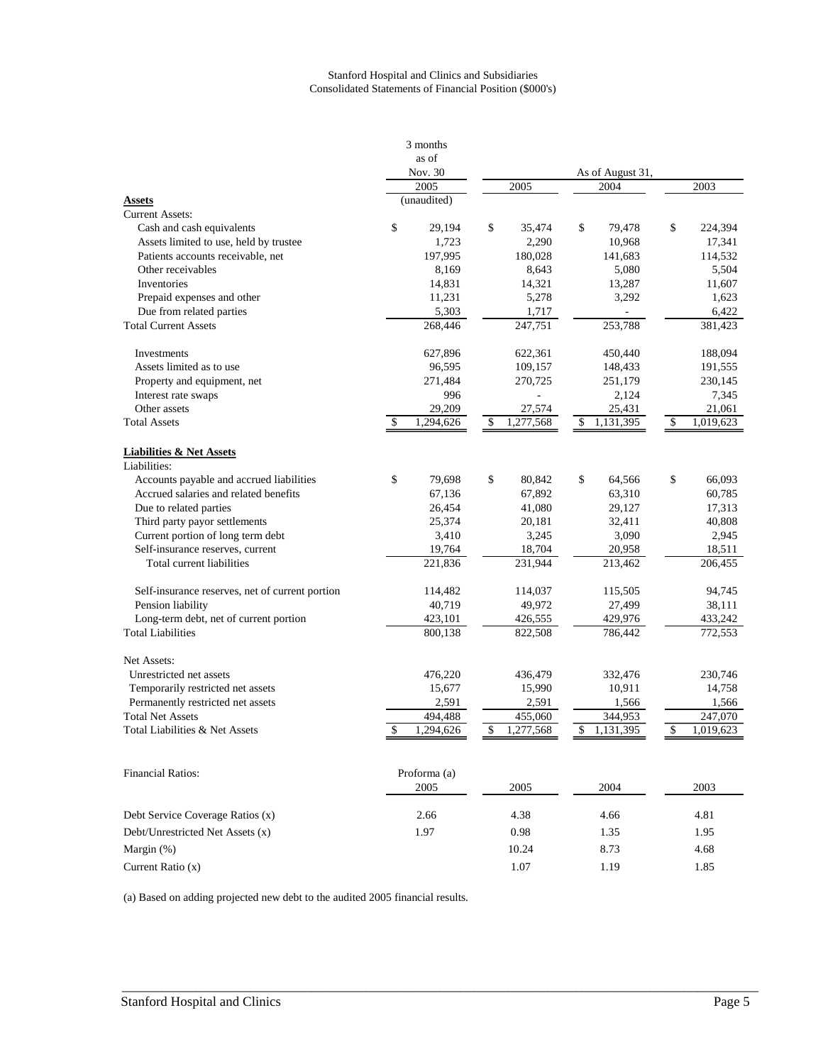Stanford Hospital and Clinics and Subsidiaries
Consolidated Statements of Financial Position ($000's)

| | 3 months as of Nov. 30 | As of August 31, | | |
|---|---|---|---|---|
| | 2005 | 2005 | 2004 | 2003 |
| **Assets** | (unaudited) | | | |
| Current Assets: | | | | |
| Cash and cash equivalents | $ 29,194 | $ 35,474 | $ 79,478 | $ 224,394 |
| Assets limited to use, held by trustee | 1,723 | 2,290 | 10,968 | 17,341 |
| Patients accounts receivable, net | 197,995 | 180,028 | 141,683 | 114,532 |
| Other receivables | 8,169 | 8,643 | 5,080 | 5,504 |
| Inventories | 14,831 | 14,321 | 13,287 | 11,607 |
| Prepaid expenses and other | 11,231 | 5,278 | 3,292 | 1,623 |
| Due from related parties | 5,303 | 1,717 | - | 6,422 |
| Total Current Assets | 268,446 | 247,751 | 253,788 | 381,423 |
| Investments | 627,896 | 622,361 | 450,440 | 188,094 |
| Assets limited as to use | 96,595 | 109,157 | 148,433 | 191,555 |
| Property and equipment, net | 271,484 | 270,725 | 251,179 | 230,145 |
| Interest rate swaps | 996 | - | 2,124 | 7,345 |
| Other assets | 29,209 | 27,574 | 25,431 | 21,061 |
| Total Assets | $ 1,294,626 | $ 1,277,568 | $ 1,131,395 | $ 1,019,623 |
| **Liabilities & Net Assets** | | | | |
| Liabilities: | | | | |
| Accounts payable and accrued liabilities | $ 79,698 | $ 80,842 | $ 64,566 | $ 66,093 |
| Accrued salaries and related benefits | 67,136 | 67,892 | 63,310 | 60,785 |
| Due to related parties | 26,454 | 41,080 | 29,127 | 17,313 |
| Third party payor settlements | 25,374 | 20,181 | 32,411 | 40,808 |
| Current portion of long term debt | 3,410 | 3,245 | 3,090 | 2,945 |
| Self-insurance reserves, current | 19,764 | 18,704 | 20,958 | 18,511 |
| Total current liabilities | 221,836 | 231,944 | 213,462 | 206,455 |
| Self-insurance reserves, net of current portion | 114,482 | 114,037 | 115,505 | 94,745 |
| Pension liability | 40,719 | 49,972 | 27,499 | 38,111 |
| Long-term debt, net of current portion | 423,101 | 426,555 | 429,976 | 433,242 |
| Total Liabilities | 800,138 | 822,508 | 786,442 | 772,553 |
| Net Assets: | | | | |
| Unrestricted net assets | 476,220 | 436,479 | 332,476 | 230,746 |
| Temporarily restricted net assets | 15,677 | 15,990 | 10,911 | 14,758 |
| Permanently restricted net assets | 2,591 | 2,591 | 1,566 | 1,566 |
| Total Net Assets | 494,488 | 455,060 | 344,953 | 247,070 |
| Total Liabilities & Net Assets | $ 1,294,626 | $ 1,277,568 | $ 1,131,395 | $ 1,019,623 |

| Financial Ratios: | Proforma (a) 2005 | 2005 | 2004 | 2003 |
|---|---|---|---|---|
| Debt Service Coverage Ratios (x) | 2.66 | 4.38 | 4.66 | 4.81 |
| Debt/Unrestricted Net Assets (x) | 1.97 | 0.98 | 1.35 | 1.95 |
| Margin (%) | | 10.24 | 8.73 | 4.68 |
| Current Ratio (x) | | 1.07 | 1.19 | 1.85 |

(a) Based on adding projected new debt to the audited 2005 financial results.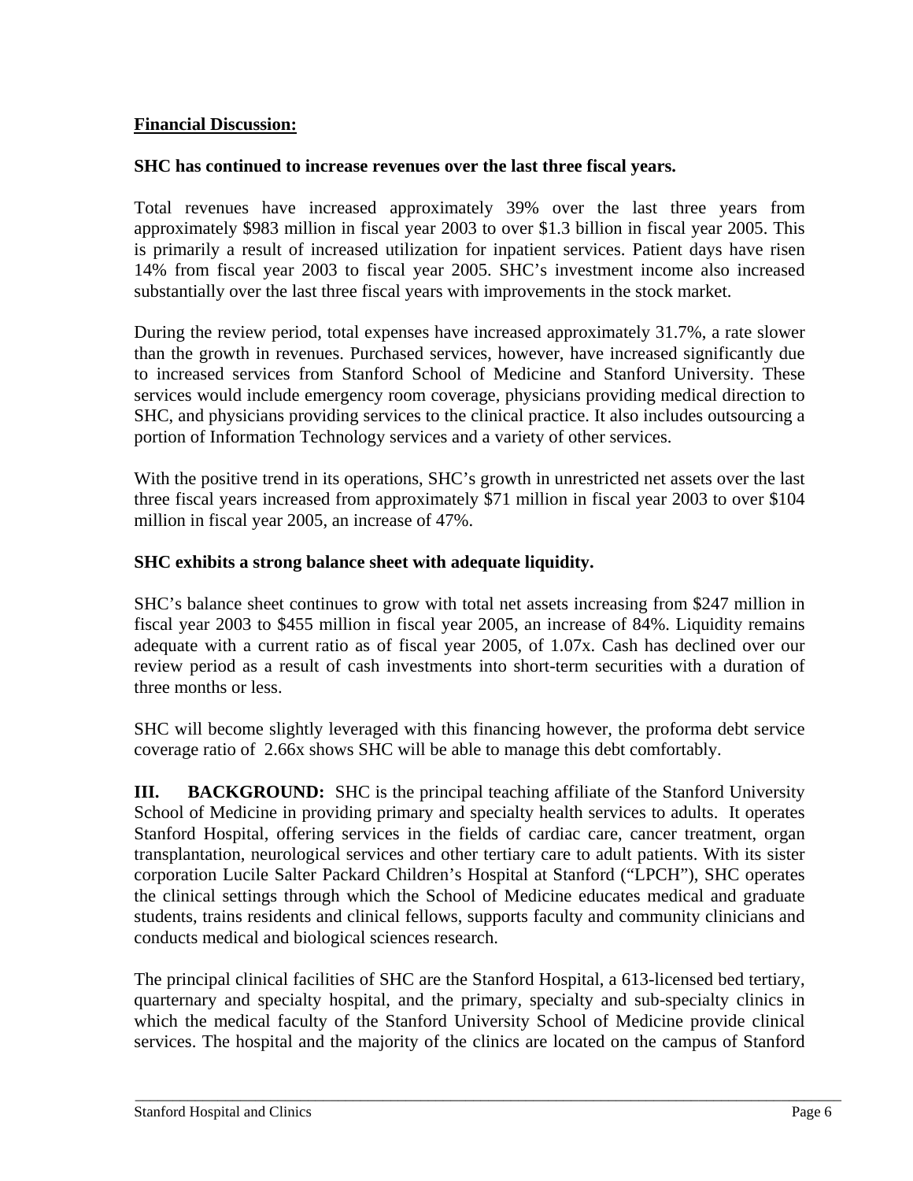**Financial Discussion:**

**SHC has continued to increase revenues over the last three fiscal years.**

Total revenues have increased approximately 39% over the last three years from approximately \$983 million in fiscal year 2003 to over \$1.3 billion in fiscal year 2005. This is primarily a result of increased utilization for inpatient services. Patient days have risen 14% from fiscal year 2003 to fiscal year 2005. SHC's investment income also increased substantially over the last three fiscal years with improvements in the stock market.

During the review period, total expenses have increased approximately 31.7%, a rate slower than the growth in revenues. Purchased services, however, have increased significantly due to increased services from Stanford School of Medicine and Stanford University. These services would include emergency room coverage, physicians providing medical direction to SHC, and physicians providing services to the clinical practice. It also includes outsourcing a portion of Information Technology services and a variety of other services.

With the positive trend in its operations, SHC's growth in unrestricted net assets over the last three fiscal years increased from approximately \$71 million in fiscal year 2003 to over \$104 million in fiscal year 2005, an increase of 47%.

**SHC exhibits a strong balance sheet with adequate liquidity.**

SHC's balance sheet continues to grow with total net assets increasing from \$247 million in fiscal year 2003 to \$455 million in fiscal year 2005, an increase of 84%. Liquidity remains adequate with a current ratio as of fiscal year 2005, of 1.07x. Cash has declined over our review period as a result of cash investments into short-term securities with a duration of three months or less.

SHC will become slightly leveraged with this financing however, the proforma debt service coverage ratio of 2.66x shows SHC will be able to manage this debt comfortably.

**III. BACKGROUND:** SHC is the principal teaching affiliate of the Stanford University School of Medicine in providing primary and specialty health services to adults. It operates Stanford Hospital, offering services in the fields of cardiac care, cancer treatment, organ transplantation, neurological services and other tertiary care to adult patients. With its sister corporation Lucile Salter Packard Children's Hospital at Stanford ("LPCH"), SHC operates the clinical settings through which the School of Medicine educates medical and graduate students, trains residents and clinical fellows, supports faculty and community clinicians and conducts medical and biological sciences research.

The principal clinical facilities of SHC are the Stanford Hospital, a 613-licensed bed tertiary, quarternary and specialty hospital, and the primary, specialty and sub-specialty clinics in which the medical faculty of the Stanford University School of Medicine provide clinical services. The hospital and the majority of the clinics are located on the campus of Stanford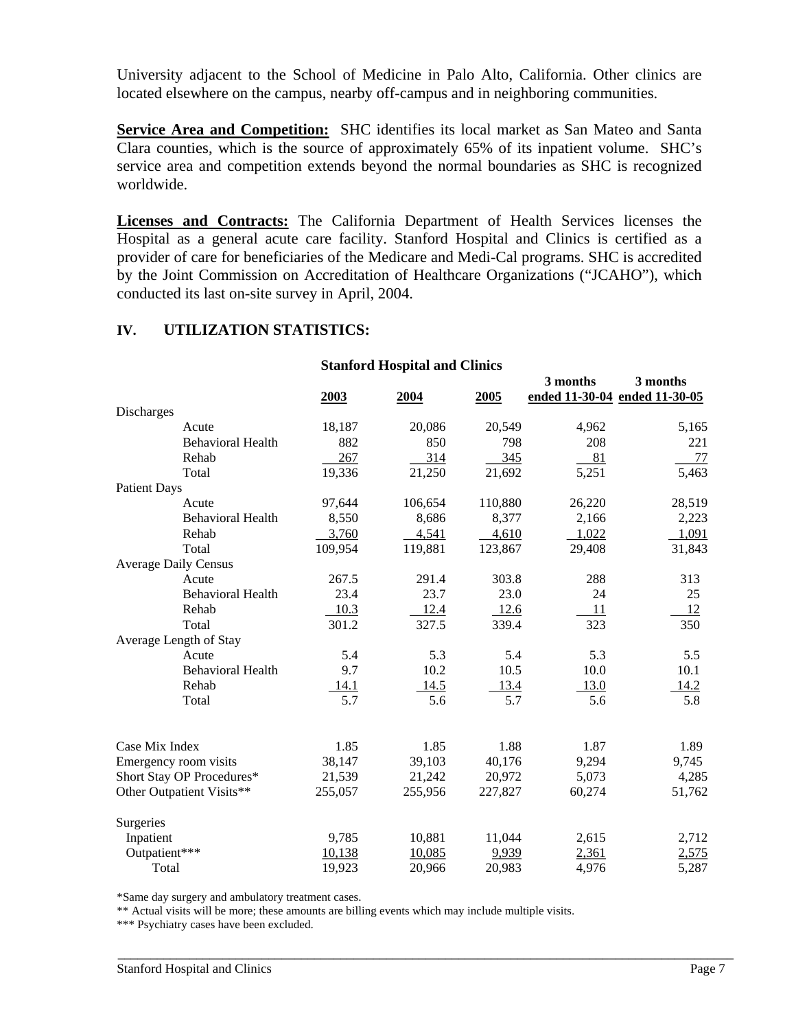University adjacent to the School of Medicine in Palo Alto, California. Other clinics are located elsewhere on the campus, nearby off-campus and in neighboring communities.

**Service Area and Competition:** SHC identifies its local market as San Mateo and Santa Clara counties, which is the source of approximately 65% of its inpatient volume. SHC's service area and competition extends beyond the normal boundaries as SHC is recognized worldwide.

**Licenses and Contracts:** The California Department of Health Services licenses the Hospital as a general acute care facility. Stanford Hospital and Clinics is certified as a provider of care for beneficiaries of the Medicare and Medi-Cal programs. SHC is accredited by the Joint Commission on Accreditation of Healthcare Organizations ("JCAHO"), which conducted its last on-site survey in April, 2004.

## IV. UTILIZATION STATISTICS:

**Stanford Hospital and Clinics**

| | 2003 | 2004 | 2005 | 3 months ended 11-30-04 | 3 months ended 11-30-05 |
|---|---|---|---|---|---|
| Discharges | | | | | |
| Acute | 18,187 | 20,086 | 20,549 | 4,962 | 5,165 |
| Behavioral Health | 882 | 850 | 798 | 208 | 221 |
| Rehab | 267 | 314 | 345 | 81 | 77 |
| Total | 19,336 | 21,250 | 21,692 | 5,251 | 5,463 |
| Patient Days | | | | | |
| Acute | 97,644 | 106,654 | 110,880 | 26,220 | 28,519 |
| Behavioral Health | 8,550 | 8,686 | 8,377 | 2,166 | 2,223 |
| Rehab | 3,760 | 4,541 | 4,610 | 1,022 | 1,091 |
| Total | 109,954 | 119,881 | 123,867 | 29,408 | 31,843 |
| Average Daily Census | | | | | |
| Acute | 267.5 | 291.4 | 303.8 | 288 | 313 |
| Behavioral Health | 23.4 | 23.7 | 23.0 | 24 | 25 |
| Rehab | 10.3 | 12.4 | 12.6 | 11 | 12 |
| Total | 301.2 | 327.5 | 339.4 | 323 | 350 |
| Average Length of Stay | | | | | |
| Acute | 5.4 | 5.3 | 5.4 | 5.3 | 5.5 |
| Behavioral Health | 9.7 | 10.2 | 10.5 | 10.0 | 10.1 |
| Rehab | 14.1 | 14.5 | 13.4 | 13.0 | 14.2 |
| Total | 5.7 | 5.6 | 5.7 | 5.6 | 5.8 |
| | | | | | |
| Case Mix Index | 1.85 | 1.85 | 1.88 | 1.87 | 1.89 |
| Emergency room visits | 38,147 | 39,103 | 40,176 | 9,294 | 9,745 |
| Short Stay OP Procedures* | 21,539 | 21,242 | 20,972 | 5,073 | 4,285 |
| Other Outpatient Visits** | 255,057 | 255,956 | 227,827 | 60,274 | 51,762 |
| | | | | | |
| Surgeries | | | | | |
| Inpatient | 9,785 | 10,881 | 11,044 | 2,615 | 2,712 |
| Outpatient*** | 10,138 | 10,085 | 9,939 | 2,361 | 2,575 |
| Total | 19,923 | 20,966 | 20,983 | 4,976 | 5,287 |

*Same day surgery and ambulatory treatment cases.

** Actual visits will be more; these amounts are billing events which may include multiple visits.

*** Psychiatry cases have been excluded.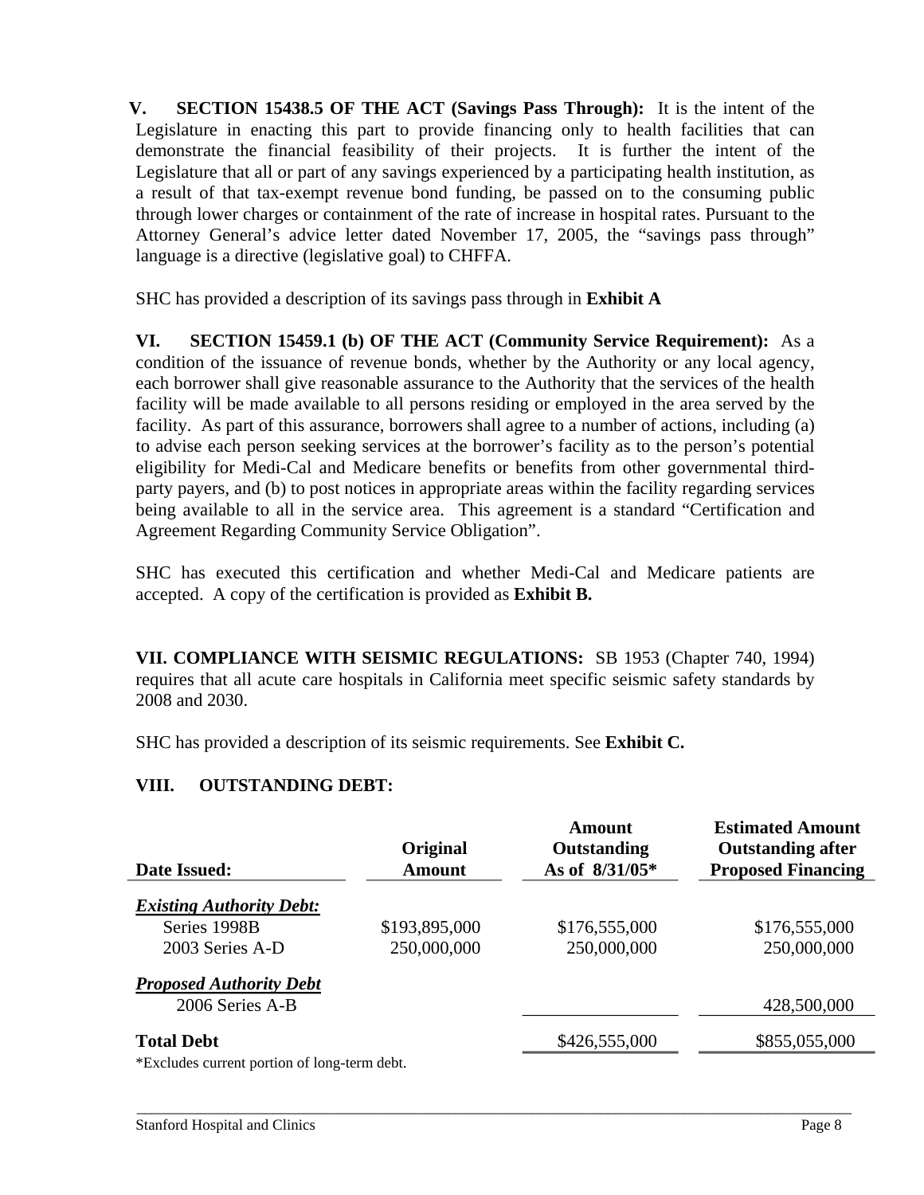**V. SECTION 15438.5 OF THE ACT (Savings Pass Through):** It is the intent of the Legislature in enacting this part to provide financing only to health facilities that can demonstrate the financial feasibility of their projects. It is further the intent of the Legislature that all or part of any savings experienced by a participating health institution, as a result of that tax-exempt revenue bond funding, be passed on to the consuming public through lower charges or containment of the rate of increase in hospital rates. Pursuant to the Attorney General's advice letter dated November 17, 2005, the "savings pass through" language is a directive (legislative goal) to CHFFA.

SHC has provided a description of its savings pass through in **Exhibit A**

**VI. SECTION 15459.1 (b) OF THE ACT (Community Service Requirement):** As a condition of the issuance of revenue bonds, whether by the Authority or any local agency, each borrower shall give reasonable assurance to the Authority that the services of the health facility will be made available to all persons residing or employed in the area served by the facility. As part of this assurance, borrowers shall agree to a number of actions, including (a) to advise each person seeking services at the borrower's facility as to the person's potential eligibility for Medi-Cal and Medicare benefits or benefits from other governmental third-party payers, and (b) to post notices in appropriate areas within the facility regarding services being available to all in the service area. This agreement is a standard "Certification and Agreement Regarding Community Service Obligation".

SHC has executed this certification and whether Medi-Cal and Medicare patients are accepted. A copy of the certification is provided as **Exhibit B.**

**VII. COMPLIANCE WITH SEISMIC REGULATIONS:** SB 1953 (Chapter 740, 1994) requires that all acute care hospitals in California meet specific seismic safety standards by 2008 and 2030.

SHC has provided a description of its seismic requirements. See **Exhibit C.**

**VIII. OUTSTANDING DEBT:**

| Date Issued: | Original Amount | Amount Outstanding As of 8/31/05* | Estimated Amount Outstanding after Proposed Financing |
|---|---|---|---|
| ***Existing Authority Debt:*** | | | |
| Series 1998B | $193,895,000 | $176,555,000 | $176,555,000 |
| 2003 Series A-D | 250,000,000 | 250,000,000 | 250,000,000 |
| ***Proposed Authority Debt*** | | | |
| 2006 Series A-B | | | 428,500,000 |
| **Total Debt** | | $426,555,000 | $855,055,000 |

*Excludes current portion of long-term debt.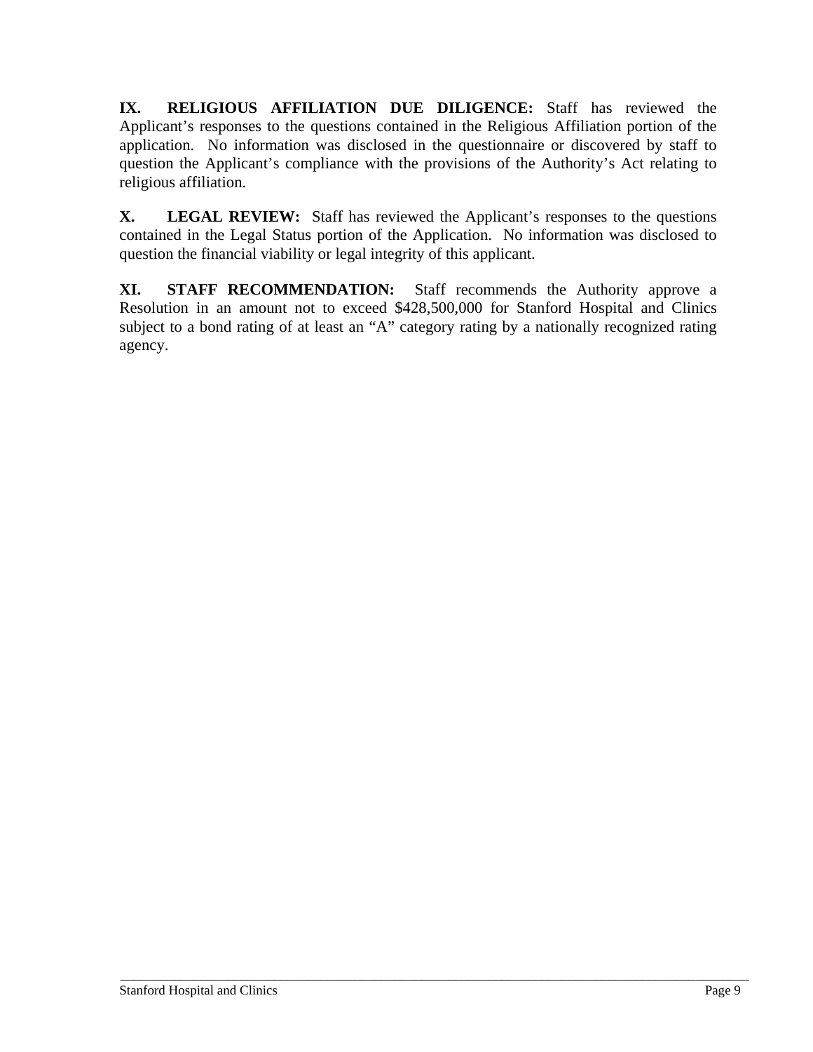**IX. RELIGIOUS AFFILIATION DUE DILIGENCE:** Staff has reviewed the Applicant's responses to the questions contained in the Religious Affiliation portion of the application. No information was disclosed in the questionnaire or discovered by staff to question the Applicant's compliance with the provisions of the Authority's Act relating to religious affiliation.

**X. LEGAL REVIEW:** Staff has reviewed the Applicant's responses to the questions contained in the Legal Status portion of the Application. No information was disclosed to question the financial viability or legal integrity of this applicant.

**XI. STAFF RECOMMENDATION:** Staff recommends the Authority approve a Resolution in an amount not to exceed $428,500,000 for Stanford Hospital and Clinics subject to a bond rating of at least an "A" category rating by a nationally recognized rating agency.